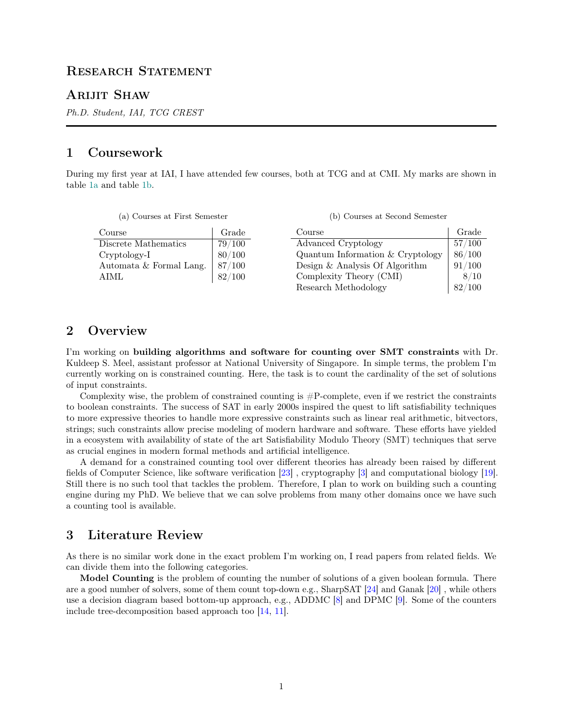# Research Statement

## Arijit Shaw

*Ph.D. Student, IAI, TCG CREST*

---

## 1 Coursework

During my first year at IAI, I have attended few courses, both at TCG and at CMI. My marks are shown in table 1a and table 1b.

(a) Courses at First Semester

| Course | Grade |
|---|---|
| Discrete Mathematics | 79/100 |
| Cryptology-I | 80/100 |
| Automata & Formal Lang. | 87/100 |
| AIML | 82/100 |

(b) Courses at Second Semester

| Course | Grade |
|---|---|
| Advanced Cryptology | 57/100 |
| Quantum Information & Cryptology | 86/100 |
| Design & Analysis Of Algorithm | 91/100 |
| Complexity Theory (CMI) | 8/10 |
| Research Methodology | 82/100 |

## 2 Overview

I'm working on **building algorithms and software for counting over SMT constraints** with Dr. Kuldeep S. Meel, assistant professor at National University of Singapore. In simple terms, the problem I'm currently working on is constrained counting. Here, the task is to count the cardinality of the set of solutions of input constraints.

Complexity wise, the problem of constrained counting is #P-complete, even if we restrict the constraints to boolean constraints. The success of SAT in early 2000s inspired the quest to lift satisfiability techniques to more expressive theories to handle more expressive constraints such as linear real arithmetic, bitvectors, strings; such constraints allow precise modeling of modern hardware and software. These efforts have yielded in a ecosystem with availability of state of the art Satisfiability Modulo Theory (SMT) techniques that serve as crucial engines in modern formal methods and artificial intelligence.

A demand for a constrained counting tool over different theories has already been raised by different fields of Computer Science, like software verification [23] , cryptography [3] and computational biology [19]. Still there is no such tool that tackles the problem. Therefore, I plan to work on building such a counting engine during my PhD. We believe that we can solve problems from many other domains once we have such a counting tool is available.

## 3 Literature Review

As there is no similar work done in the exact problem I'm working on, I read papers from related fields. We can divide them into the following categories.

**Model Counting** is the problem of counting the number of solutions of a given boolean formula. There are a good number of solvers, some of them count top-down e.g., SharpSAT [24] and Ganak [20] , while others use a decision diagram based bottom-up approach, e.g., ADDMC [8] and DPMC [9]. Some of the counters include tree-decomposition based approach too [14, 11].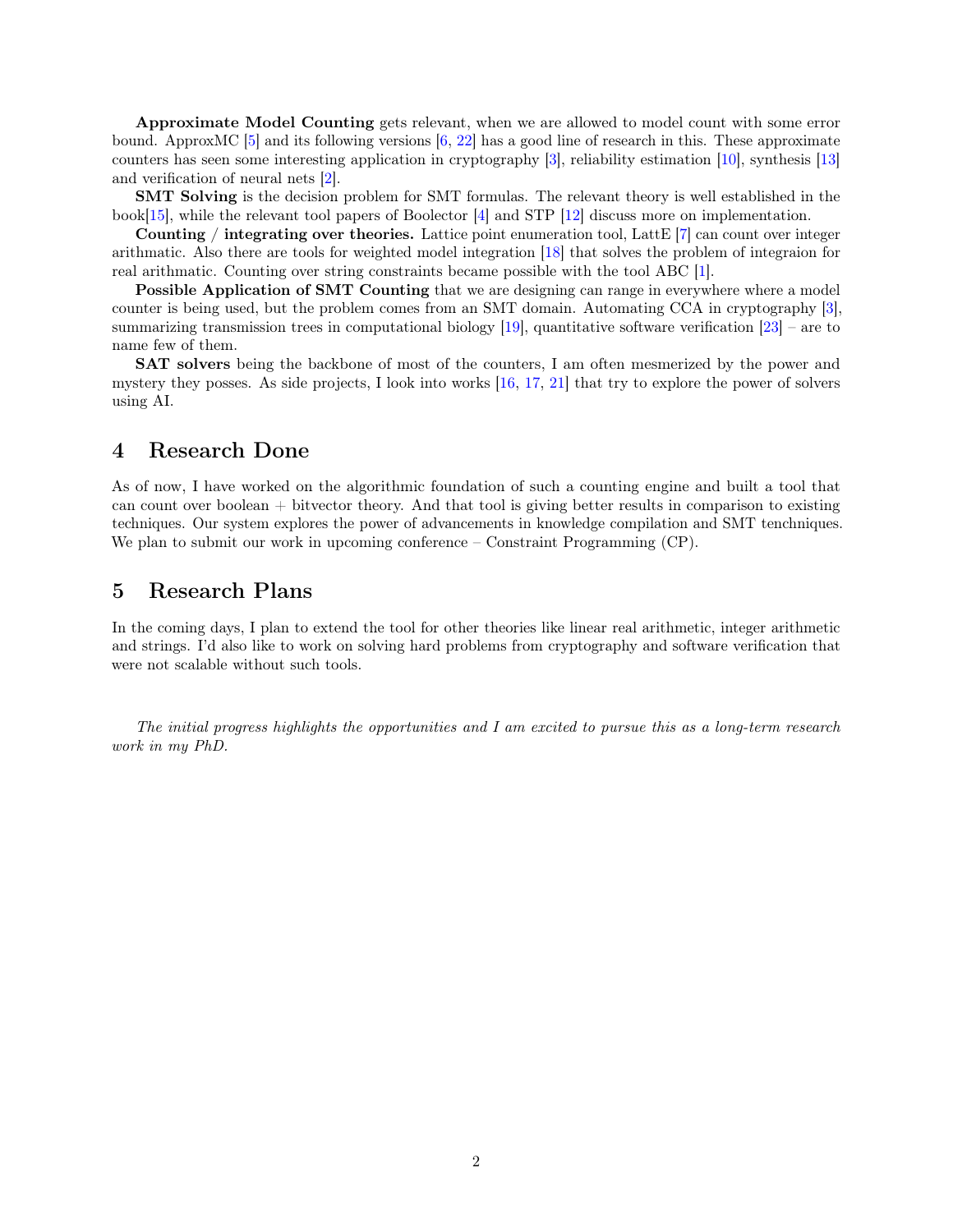**Approximate Model Counting** gets relevant, when we are allowed to model count with some error bound. ApproxMC [5] and its following versions [6, 22] has a good line of research in this. These approximate counters has seen some interesting application in cryptography [3], reliability estimation [10], synthesis [13] and verification of neural nets [2].

**SMT Solving** is the decision problem for SMT formulas. The relevant theory is well established in the book[15], while the relevant tool papers of Boolector [4] and STP [12] discuss more on implementation.

**Counting / integrating over theories.** Lattice point enumeration tool, LattE [7] can count over integer arithmatic. Also there are tools for weighted model integration [18] that solves the problem of integraion for real arithmatic. Counting over string constraints became possible with the tool ABC [1].

**Possible Application of SMT Counting** that we are designing can range in everywhere where a model counter is being used, but the problem comes from an SMT domain. Automating CCA in cryptography [3], summarizing transmission trees in computational biology [19], quantitative software verification [23] – are to name few of them.

**SAT solvers** being the backbone of most of the counters, I am often mesmerized by the power and mystery they posses. As side projects, I look into works [16, 17, 21] that try to explore the power of solvers using AI.

## 4 Research Done

As of now, I have worked on the algorithmic foundation of such a counting engine and built a tool that can count over boolean + bitvector theory. And that tool is giving better results in comparison to existing techniques. Our system explores the power of advancements in knowledge compilation and SMT tenchniques. We plan to submit our work in upcoming conference – Constraint Programming (CP).

## 5 Research Plans

In the coming days, I plan to extend the tool for other theories like linear real arithmetic, integer arithmetic and strings. I'd also like to work on solving hard problems from cryptography and software verification that were not scalable without such tools.

*The initial progress highlights the opportunities and I am excited to pursue this as a long-term research work in my PhD.*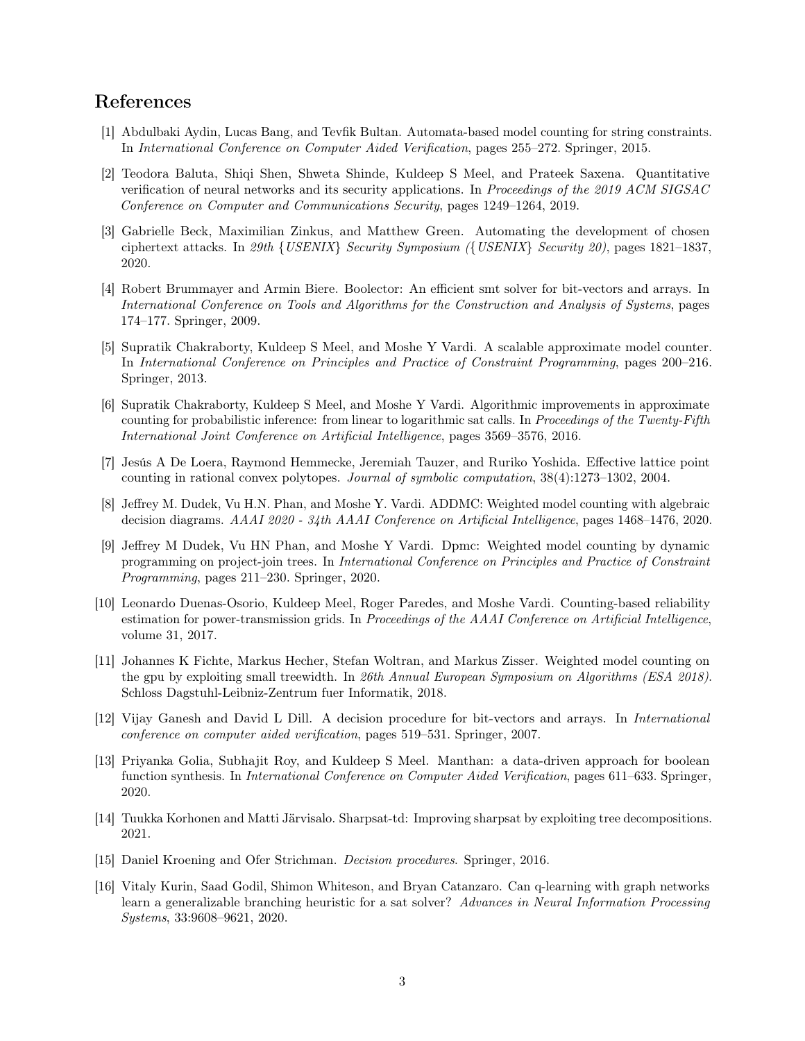## References

[1] Abdulbaki Aydin, Lucas Bang, and Tevfik Bultan. Automata-based model counting for string constraints. In *International Conference on Computer Aided Verification*, pages 255–272. Springer, 2015.

[2] Teodora Baluta, Shiqi Shen, Shweta Shinde, Kuldeep S Meel, and Prateek Saxena. Quantitative verification of neural networks and its security applications. In *Proceedings of the 2019 ACM SIGSAC Conference on Computer and Communications Security*, pages 1249–1264, 2019.

[3] Gabrielle Beck, Maximilian Zinkus, and Matthew Green. Automating the development of chosen ciphertext attacks. In *29th {USENIX} Security Symposium ({USENIX} Security 20)*, pages 1821–1837, 2020.

[4] Robert Brummayer and Armin Biere. Boolector: An efficient smt solver for bit-vectors and arrays. In *International Conference on Tools and Algorithms for the Construction and Analysis of Systems*, pages 174–177. Springer, 2009.

[5] Supratik Chakraborty, Kuldeep S Meel, and Moshe Y Vardi. A scalable approximate model counter. In *International Conference on Principles and Practice of Constraint Programming*, pages 200–216. Springer, 2013.

[6] Supratik Chakraborty, Kuldeep S Meel, and Moshe Y Vardi. Algorithmic improvements in approximate counting for probabilistic inference: from linear to logarithmic sat calls. In *Proceedings of the Twenty-Fifth International Joint Conference on Artificial Intelligence*, pages 3569–3576, 2016.

[7] Jesús A De Loera, Raymond Hemmecke, Jeremiah Tauzer, and Ruriko Yoshida. Effective lattice point counting in rational convex polytopes. *Journal of symbolic computation*, 38(4):1273–1302, 2004.

[8] Jeffrey M. Dudek, Vu H.N. Phan, and Moshe Y. Vardi. ADDMC: Weighted model counting with algebraic decision diagrams. *AAAI 2020 - 34th AAAI Conference on Artificial Intelligence*, pages 1468–1476, 2020.

[9] Jeffrey M Dudek, Vu HN Phan, and Moshe Y Vardi. Dpmc: Weighted model counting by dynamic programming on project-join trees. In *International Conference on Principles and Practice of Constraint Programming*, pages 211–230. Springer, 2020.

[10] Leonardo Duenas-Osorio, Kuldeep Meel, Roger Paredes, and Moshe Vardi. Counting-based reliability estimation for power-transmission grids. In *Proceedings of the AAAI Conference on Artificial Intelligence*, volume 31, 2017.

[11] Johannes K Fichte, Markus Hecher, Stefan Woltran, and Markus Zisser. Weighted model counting on the gpu by exploiting small treewidth. In *26th Annual European Symposium on Algorithms (ESA 2018)*. Schloss Dagstuhl-Leibniz-Zentrum fuer Informatik, 2018.

[12] Vijay Ganesh and David L Dill. A decision procedure for bit-vectors and arrays. In *International conference on computer aided verification*, pages 519–531. Springer, 2007.

[13] Priyanka Golia, Subhajit Roy, and Kuldeep S Meel. Manthan: a data-driven approach for boolean function synthesis. In *International Conference on Computer Aided Verification*, pages 611–633. Springer, 2020.

[14] Tuukka Korhonen and Matti Järvisalo. Sharpsat-td: Improving sharpsat by exploiting tree decompositions. 2021.

[15] Daniel Kroening and Ofer Strichman. *Decision procedures*. Springer, 2016.

[16] Vitaly Kurin, Saad Godil, Shimon Whiteson, and Bryan Catanzaro. Can q-learning with graph networks learn a generalizable branching heuristic for a sat solver? *Advances in Neural Information Processing Systems*, 33:9608–9621, 2020.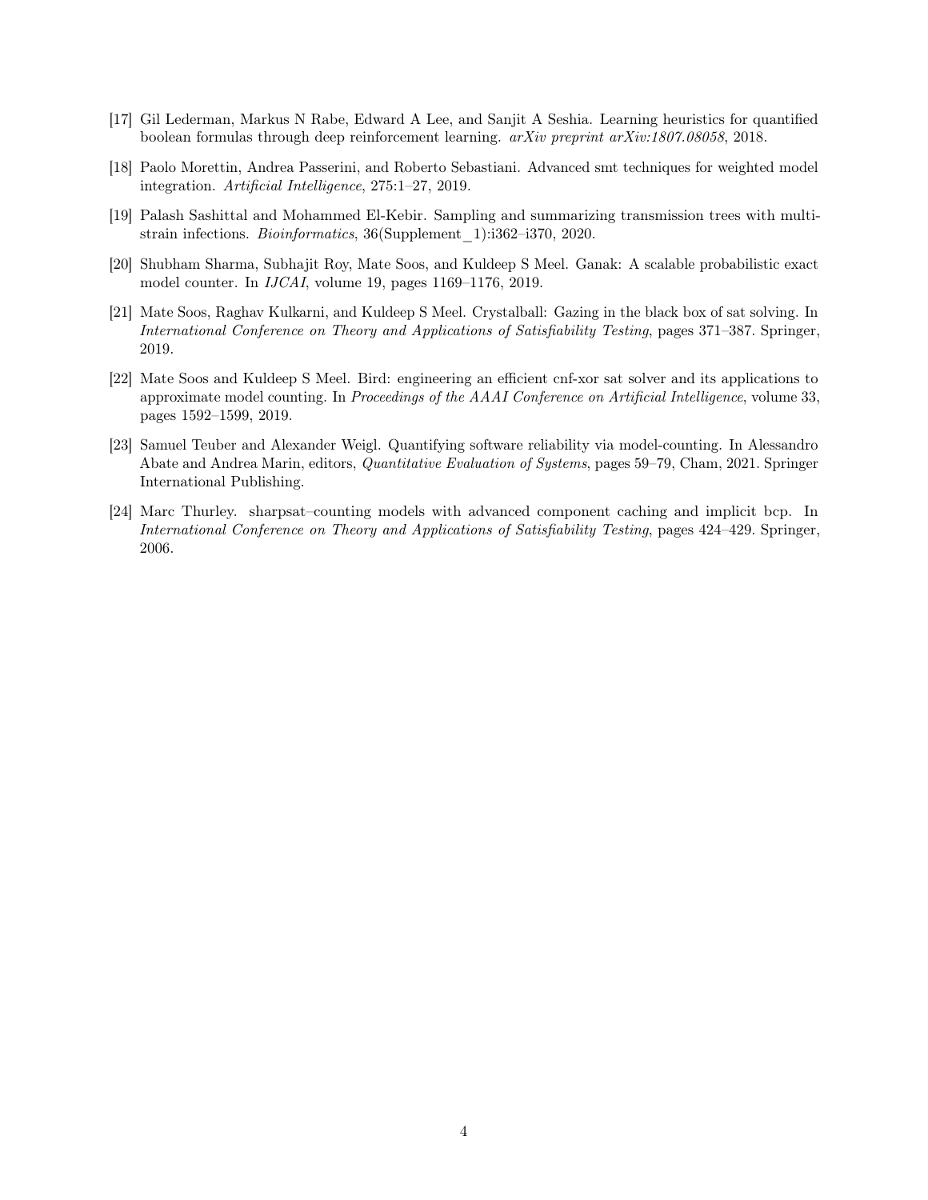[17] Gil Lederman, Markus N Rabe, Edward A Lee, and Sanjit A Seshia. Learning heuristics for quantified boolean formulas through deep reinforcement learning. *arXiv preprint arXiv:1807.08058*, 2018.

[18] Paolo Morettin, Andrea Passerini, and Roberto Sebastiani. Advanced smt techniques for weighted model integration. *Artificial Intelligence*, 275:1–27, 2019.

[19] Palash Sashittal and Mohammed El-Kebir. Sampling and summarizing transmission trees with multi-strain infections. *Bioinformatics*, 36(Supplement_1):i362–i370, 2020.

[20] Shubham Sharma, Subhajit Roy, Mate Soos, and Kuldeep S Meel. Ganak: A scalable probabilistic exact model counter. In *IJCAI*, volume 19, pages 1169–1176, 2019.

[21] Mate Soos, Raghav Kulkarni, and Kuldeep S Meel. Crystalball: Gazing in the black box of sat solving. In *International Conference on Theory and Applications of Satisfiability Testing*, pages 371–387. Springer, 2019.

[22] Mate Soos and Kuldeep S Meel. Bird: engineering an efficient cnf-xor sat solver and its applications to approximate model counting. In *Proceedings of the AAAI Conference on Artificial Intelligence*, volume 33, pages 1592–1599, 2019.

[23] Samuel Teuber and Alexander Weigl. Quantifying software reliability via model-counting. In Alessandro Abate and Andrea Marin, editors, *Quantitative Evaluation of Systems*, pages 59–79, Cham, 2021. Springer International Publishing.

[24] Marc Thurley. sharpsat–counting models with advanced component caching and implicit bcp. In *International Conference on Theory and Applications of Satisfiability Testing*, pages 424–429. Springer, 2006.